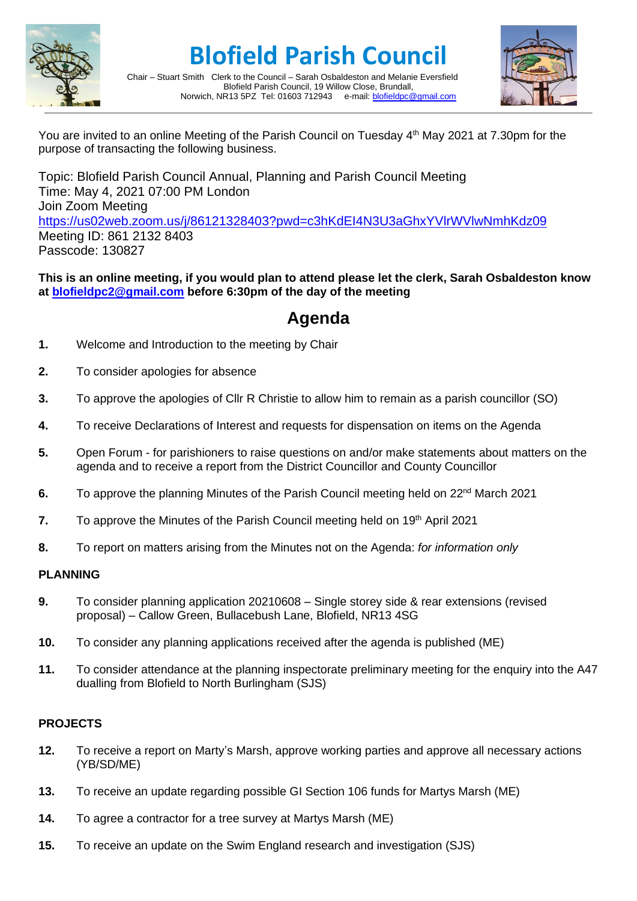# Blofield Parish Council

Chair – Stuart Smith Clerk to the Council – Sarah Osbaldeston and Melanie Eversfield
Blofield Parish Council, 19 Willow Close, Brundall,
Norwich, NR13 5PZ Tel: 01603 712943 e-mail: blofieldpc@gmail.com

You are invited to an online Meeting of the Parish Council on Tuesday 4th May 2021 at 7.30pm for the purpose of transacting the following business.

Topic: Blofield Parish Council Annual, Planning and Parish Council Meeting
Time: May 4, 2021 07:00 PM London
Join Zoom Meeting
https://us02web.zoom.us/j/86121328403?pwd=c3hKdEI4N3U3aGhxYVlrWVlwNmhKdz09
Meeting ID: 861 2132 8403
Passcode: 130827

**This is an online meeting, if you would plan to attend please let the clerk, Sarah Osbaldeston know at blofieldpc2@gmail.com before 6:30pm of the day of the meeting**

## Agenda

**1.** Welcome and Introduction to the meeting by Chair

**2.** To consider apologies for absence

**3.** To approve the apologies of Cllr R Christie to allow him to remain as a parish councillor (SO)

**4.** To receive Declarations of Interest and requests for dispensation on items on the Agenda

**5.** Open Forum - for parishioners to raise questions on and/or make statements about matters on the agenda and to receive a report from the District Councillor and County Councillor

**6.** To approve the planning Minutes of the Parish Council meeting held on 22nd March 2021

**7.** To approve the Minutes of the Parish Council meeting held on 19th April 2021

**8.** To report on matters arising from the Minutes not on the Agenda: *for information only*

### PLANNING

**9.** To consider planning application 20210608 – Single storey side & rear extensions (revised proposal) – Callow Green, Bullacebush Lane, Blofield, NR13 4SG

**10.** To consider any planning applications received after the agenda is published (ME)

**11.** To consider attendance at the planning inspectorate preliminary meeting for the enquiry into the A47 dualling from Blofield to North Burlingham (SJS)

### PROJECTS

**12.** To receive a report on Marty's Marsh, approve working parties and approve all necessary actions (YB/SD/ME)

**13.** To receive an update regarding possible GI Section 106 funds for Martys Marsh (ME)

**14.** To agree a contractor for a tree survey at Martys Marsh (ME)

**15.** To receive an update on the Swim England research and investigation (SJS)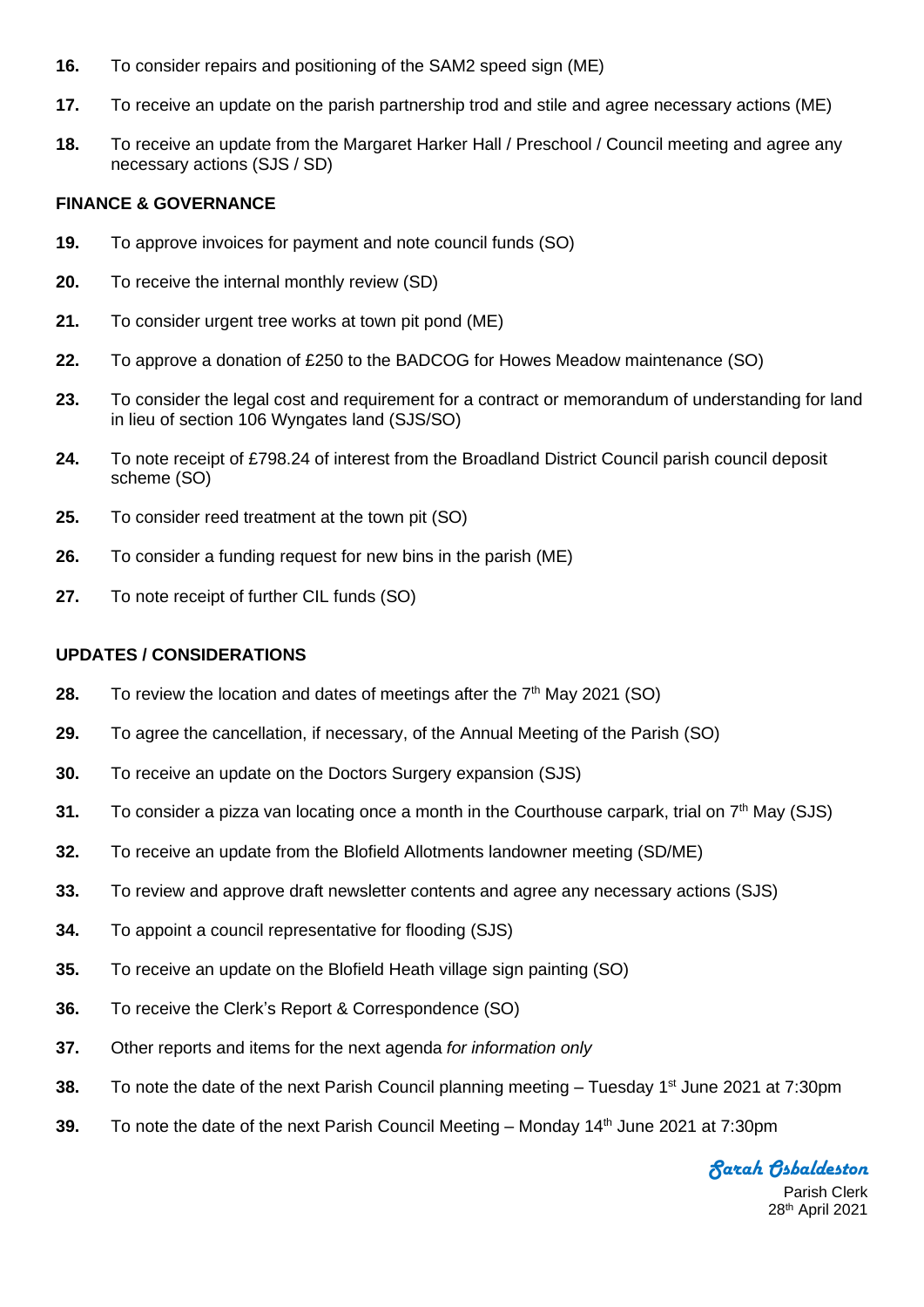**16.** To consider repairs and positioning of the SAM2 speed sign (ME)

**17.** To receive an update on the parish partnership trod and stile and agree necessary actions (ME)

**18.** To receive an update from the Margaret Harker Hall / Preschool / Council meeting and agree any necessary actions (SJS / SD)

**FINANCE & GOVERNANCE**

**19.** To approve invoices for payment and note council funds (SO)

**20.** To receive the internal monthly review (SD)

**21.** To consider urgent tree works at town pit pond (ME)

**22.** To approve a donation of £250 to the BADCOG for Howes Meadow maintenance (SO)

**23.** To consider the legal cost and requirement for a contract or memorandum of understanding for land in lieu of section 106 Wyngates land (SJS/SO)

**24.** To note receipt of £798.24 of interest from the Broadland District Council parish council deposit scheme (SO)

**25.** To consider reed treatment at the town pit (SO)

**26.** To consider a funding request for new bins in the parish (ME)

**27.** To note receipt of further CIL funds (SO)

**UPDATES / CONSIDERATIONS**

**28.** To review the location and dates of meetings after the 7th May 2021 (SO)

**29.** To agree the cancellation, if necessary, of the Annual Meeting of the Parish (SO)

**30.** To receive an update on the Doctors Surgery expansion (SJS)

**31.** To consider a pizza van locating once a month in the Courthouse carpark, trial on 7th May (SJS)

**32.** To receive an update from the Blofield Allotments landowner meeting (SD/ME)

**33.** To review and approve draft newsletter contents and agree any necessary actions (SJS)

**34.** To appoint a council representative for flooding (SJS)

**35.** To receive an update on the Blofield Heath village sign painting (SO)

**36.** To receive the Clerk's Report & Correspondence (SO)

**37.** Other reports and items for the next agenda *for information only*

**38.** To note the date of the next Parish Council planning meeting – Tuesday 1st June 2021 at 7:30pm

**39.** To note the date of the next Parish Council Meeting – Monday 14th June 2021 at 7:30pm

*Sarah Osbaldeston*
Parish Clerk
28th April 2021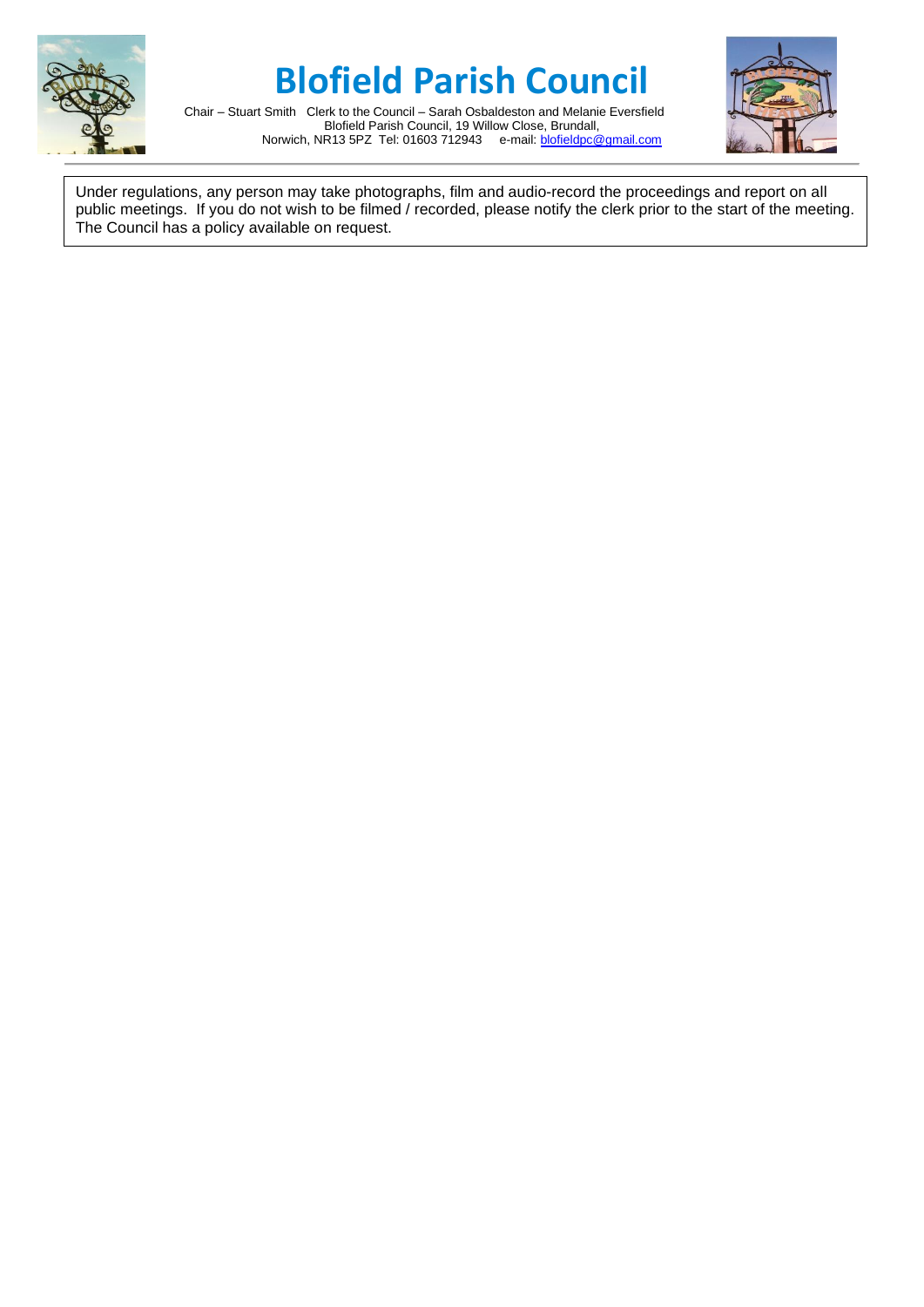# Blofield Parish Council

Chair – Stuart Smith Clerk to the Council – Sarah Osbaldeston and Melanie Eversfield
Blofield Parish Council, 19 Willow Close, Brundall,
Norwich, NR13 5PZ Tel: 01603 712943 e-mail: blofieldpc@gmail.com

Under regulations, any person may take photographs, film and audio-record the proceedings and report on all public meetings. If you do not wish to be filmed / recorded, please notify the clerk prior to the start of the meeting. The Council has a policy available on request.